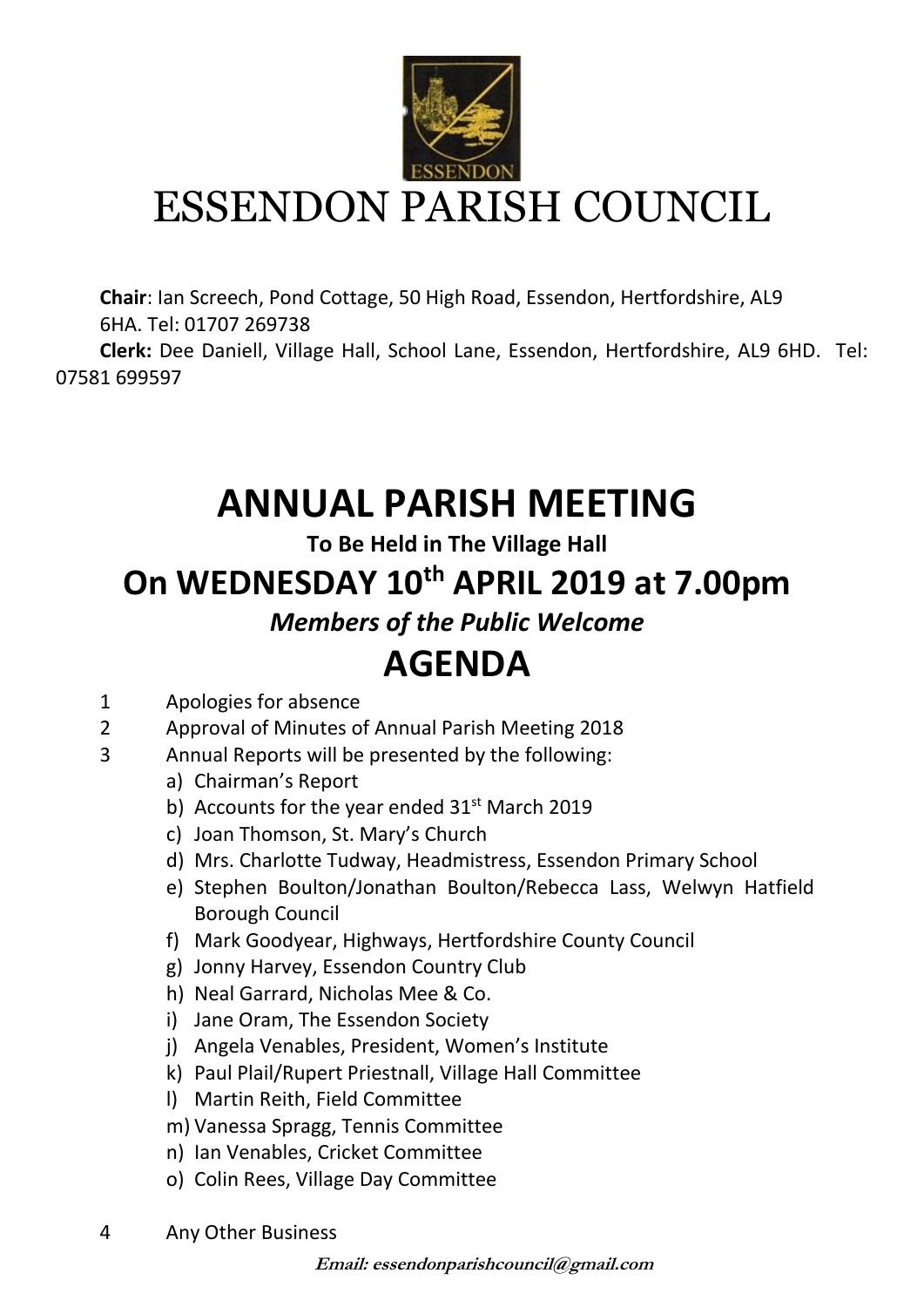# ESSENDON PARISH COUNCIL

**Chair**: Ian Screech, Pond Cottage, 50 High Road, Essendon, Hertfordshire, AL9 6HA. Tel: 01707 269738

**Clerk:** Dee Daniell, Village Hall, School Lane, Essendon, Hertfordshire, AL9 6HD. Tel: 07581 699597

# ANNUAL PARISH MEETING

**To Be Held in The Village Hall**

## On WEDNESDAY 10th APRIL 2019 at 7.00pm

***Members of the Public Welcome***

# AGENDA

1. Apologies for absence
2. Approval of Minutes of Annual Parish Meeting 2018
3. Annual Reports will be presented by the following:
   a) Chairman's Report
   b) Accounts for the year ended 31st March 2019
   c) Joan Thomson, St. Mary's Church
   d) Mrs. Charlotte Tudway, Headmistress, Essendon Primary School
   e) Stephen Boulton/Jonathan Boulton/Rebecca Lass, Welwyn Hatfield Borough Council
   f) Mark Goodyear, Highways, Hertfordshire County Council
   g) Jonny Harvey, Essendon Country Club
   h) Neal Garrard, Nicholas Mee & Co.
   i) Jane Oram, The Essendon Society
   j) Angela Venables, President, Women's Institute
   k) Paul Plail/Rupert Priestnall, Village Hall Committee
   l) Martin Reith, Field Committee
   m) Vanessa Spragg, Tennis Committee
   n) Ian Venables, Cricket Committee
   o) Colin Rees, Village Day Committee
4. Any Other Business

***Email: essendonparishcouncil@gmail.com***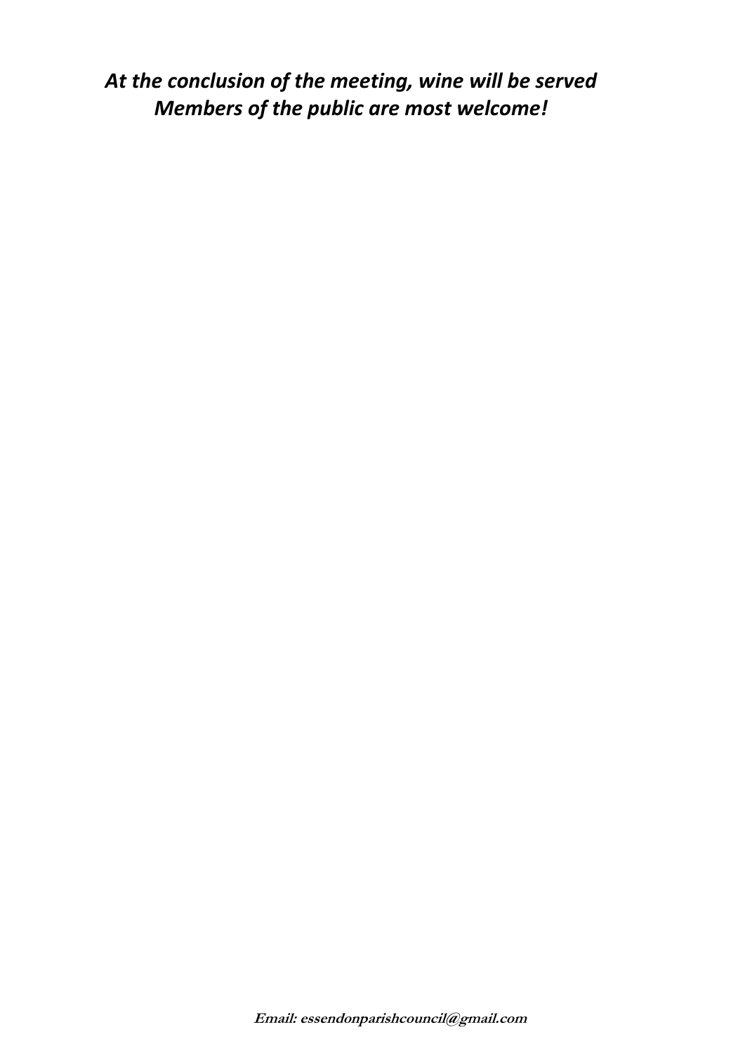***At the conclusion of the meeting, wine will be served***
***Members of the public are most welcome!***

**Email: essendonparishcouncil@gmail.com**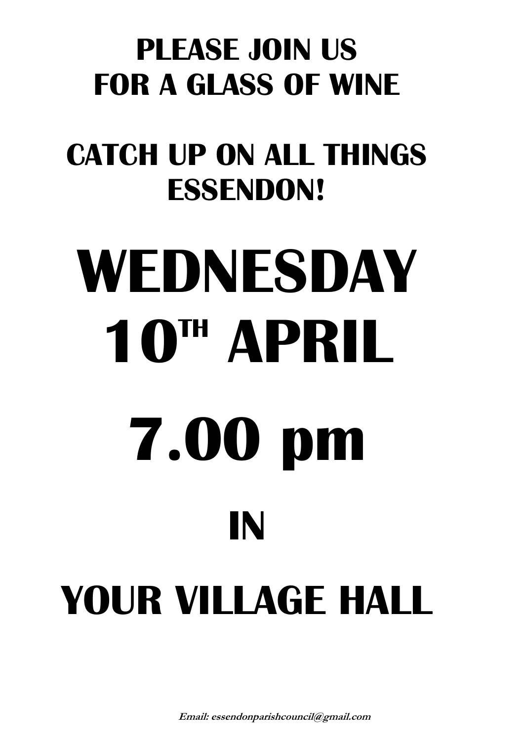# PLEASE JOIN US FOR A GLASS OF WINE

## CATCH UP ON ALL THINGS ESSENDON!

# WEDNESDAY 10TH APRIL

# 7.00 pm

# IN

# YOUR VILLAGE HALL

***Email: essendonparishcouncil@gmail.com***